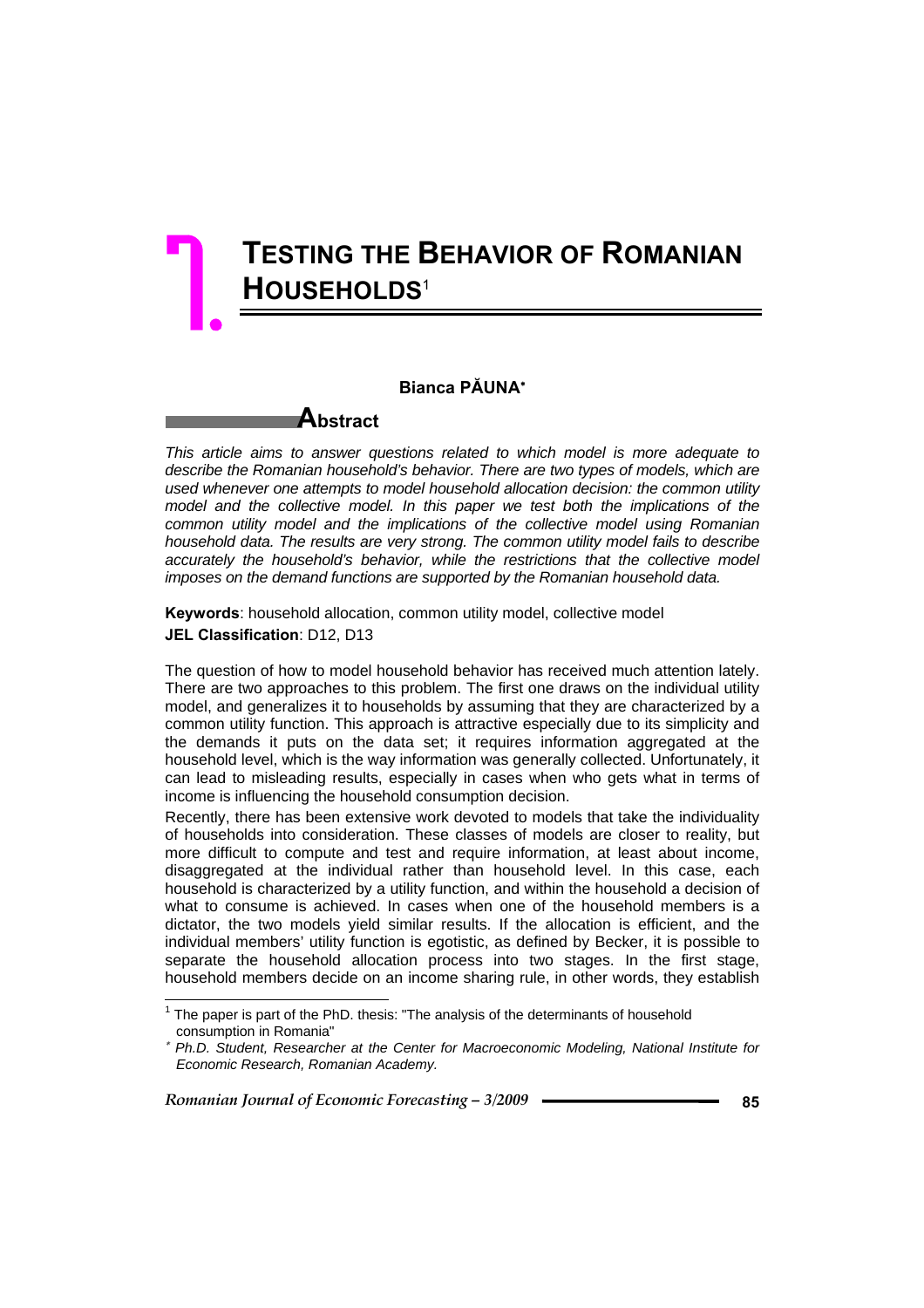# 7. TESTING THE BEHAVIOR OF ROMANIAN HOUSEHOLDS[1]

**Bianca PĂUNA***

## Abstract

*This article aims to answer questions related to which model is more adequate to describe the Romanian household's behavior. There are two types of models, which are used whenever one attempts to model household allocation decision: the common utility model and the collective model. In this paper we test both the implications of the common utility model and the implications of the collective model using Romanian household data. The results are very strong. The common utility model fails to describe accurately the household's behavior, while the restrictions that the collective model imposes on the demand functions are supported by the Romanian household data.*

**Keywords**: household allocation, common utility model, collective model

**JEL Classification**: D12, D13

The question of how to model household behavior has received much attention lately. There are two approaches to this problem. The first one draws on the individual utility model, and generalizes it to households by assuming that they are characterized by a common utility function. This approach is attractive especially due to its simplicity and the demands it puts on the data set; it requires information aggregated at the household level, which is the way information was generally collected. Unfortunately, it can lead to misleading results, especially in cases when who gets what in terms of income is influencing the household consumption decision.

Recently, there has been extensive work devoted to models that take the individuality of households into consideration. These classes of models are closer to reality, but more difficult to compute and test and require information, at least about income, disaggregated at the individual rather than household level. In this case, each household is characterized by a utility function, and within the household a decision of what to consume is achieved. In cases when one of the household members is a dictator, the two models yield similar results. If the allocation is efficient, and the individual members' utility function is egotistic, as defined by Becker, it is possible to separate the household allocation process into two stages. In the first stage, household members decide on an income sharing rule, in other words, they establish

---

[1] The paper is part of the PhD. thesis: "The analysis of the determinants of household consumption in Romania"

* *Ph.D. Student, Researcher at the Center for Macroeconomic Modeling, National Institute for Economic Research, Romanian Academy.*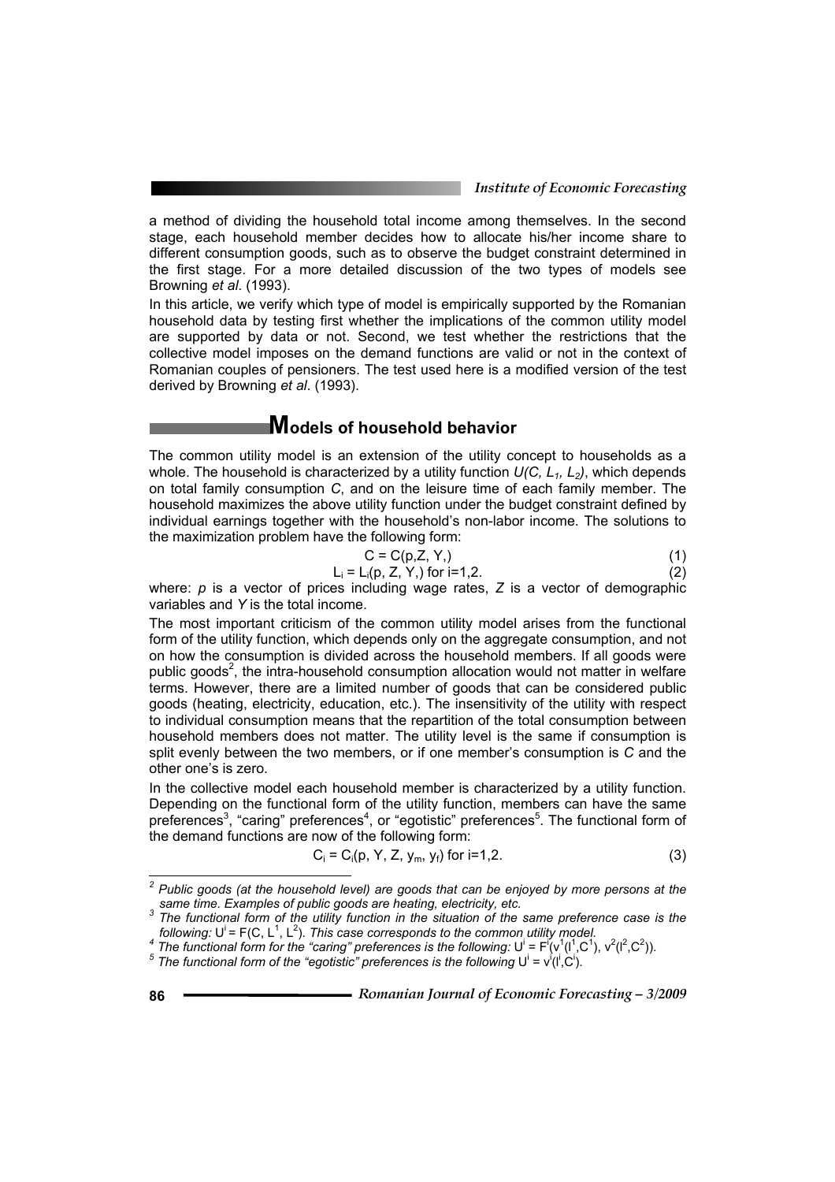a method of dividing the household total income among themselves. In the second stage, each household member decides how to allocate his/her income share to different consumption goods, such as to observe the budget constraint determined in the first stage. For a more detailed discussion of the two types of models see Browning *et al*. (1993).

In this article, we verify which type of model is empirically supported by the Romanian household data by testing first whether the implications of the common utility model are supported by data or not. Second, we test whether the restrictions that the collective model imposes on the demand functions are valid or not in the context of Romanian couples of pensioners. The test used here is a modified version of the test derived by Browning *et al*. (1993).

## Models of household behavior

The common utility model is an extension of the utility concept to households as a whole. The household is characterized by a utility function $U(C, L_1, L_2)$, which depends on total family consumption $C$, and on the leisure time of each family member. The household maximizes the above utility function under the budget constraint defined by individual earnings together with the household's non-labor income. The solutions to the maximization problem have the following form:

$$C = C(p, Z, Y,) \tag{1}$$

$$L_i = L_i(p, Z, Y,) \text{ for } i=1,2. \tag{2}$$

where: $p$ is a vector of prices including wage rates, $Z$ is a vector of demographic variables and $Y$ is the total income.

The most important criticism of the common utility model arises from the functional form of the utility function, which depends only on the aggregate consumption, and not on how the consumption is divided across the household members. If all goods were public goods[2], the intra-household consumption allocation would not matter in welfare terms. However, there are a limited number of goods that can be considered public goods (heating, electricity, education, etc.). The insensitivity of the utility with respect to individual consumption means that the repartition of the total consumption between household members does not matter. The utility level is the same if consumption is split evenly between the two members, or if one member's consumption is $C$ and the other one's is zero.

In the collective model each household member is characterized by a utility function. Depending on the functional form of the utility function, members can have the same preferences[3], "caring" preferences[4], or "egotistic" preferences[5]. The functional form of the demand functions are now of the following form:

$$C_i = C_i(p, Y, Z, y_m, y_f) \text{ for } i=1,2. \tag{3}$$

---

[2] *Public goods (at the household level) are goods that can be enjoyed by more persons at the same time. Examples of public goods are heating, electricity, etc.*

[3] *The functional form of the utility function in the situation of the same preference case is the following:* $U^i = F(C, L^1, L^2)$. *This case corresponds to the common utility model.*

[4] *The functional form for the "caring" preferences is the following:* $U^i = F^i(v^1(l^1,C^1), v^2(l^2,C^2))$.

[5] *The functional form of the "egotistic" preferences is the following* $U^i = v^i(l^i,C^i)$.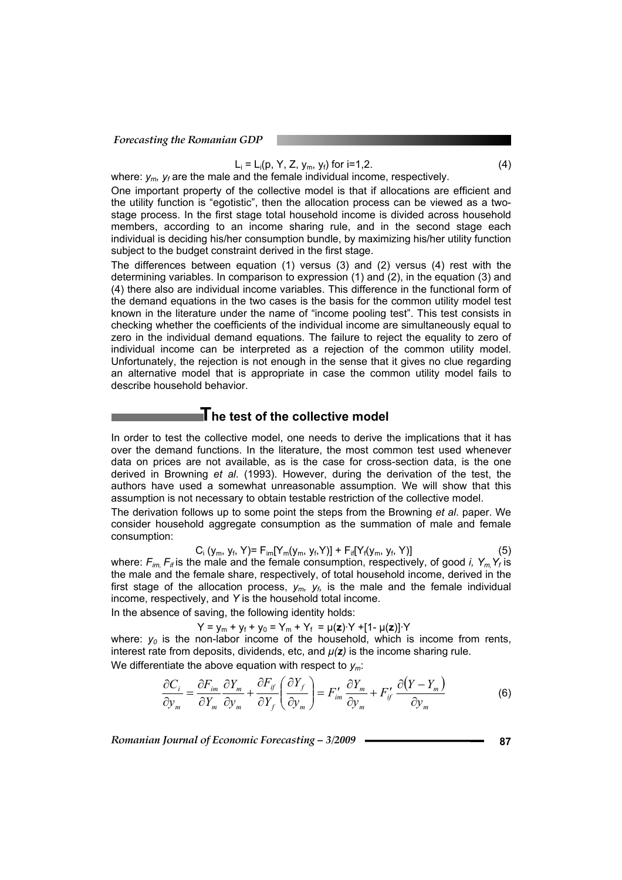$$L_i = L_i(p, Y, Z, y_m, y_f) \text{ for } i=1,2. \tag{4}$$

where: $y_m$, $y_f$ are the male and the female individual income, respectively.

One important property of the collective model is that if allocations are efficient and the utility function is "egotistic", then the allocation process can be viewed as a two-stage process. In the first stage total household income is divided across household members, according to an income sharing rule, and in the second stage each individual is deciding his/her consumption bundle, by maximizing his/her utility function subject to the budget constraint derived in the first stage.

The differences between equation (1) versus (3) and (2) versus (4) rest with the determining variables. In comparison to expression (1) and (2), in the equation (3) and (4) there also are individual income variables. This difference in the functional form of the demand equations in the two cases is the basis for the common utility model test known in the literature under the name of "income pooling test". This test consists in checking whether the coefficients of the individual income are simultaneously equal to zero in the individual demand equations. The failure to reject the equality to zero of individual income can be interpreted as a rejection of the common utility model. Unfortunately, the rejection is not enough in the sense that it gives no clue regarding an alternative model that is appropriate in case the common utility model fails to describe household behavior.

## The test of the collective model

In order to test the collective model, one needs to derive the implications that it has over the demand functions. In the literature, the most common test used whenever data on prices are not available, as is the case for cross-section data, is the one derived in Browning *et al.* (1993). However, during the derivation of the test, the authors have used a somewhat unreasonable assumption. We will show that this assumption is not necessary to obtain testable restriction of the collective model.

The derivation follows up to some point the steps from the Browning *et al*. paper. We consider household aggregate consumption as the summation of male and female consumption:

$$C_i\,(y_m, y_f, Y)= F_{im}[Y_m(y_m, y_f, Y)] + F_{if}[Y_f(y_m, y_f, Y)] \tag{5}$$

where: $F_{im}$, $F_{if}$ is the male and the female consumption, respectively, of good *i*, $Y_m$, $Y_f$ is the male and the female share, respectively, of total household income, derived in the first stage of the allocation process, $y_m$, $y_f$, is the male and the female individual income, respectively, and $Y$ is the household total income.

In the absence of saving, the following identity holds:

$$Y = y_m + y_f + y_0 = Y_m + Y_f = \mu(\mathbf{z})\cdot Y + [1- \mu(\mathbf{z})]\cdot Y$$

where: $y_0$ is the non-labor income of the household, which is income from rents, interest rate from deposits, dividends, etc, and $\mu(\mathbf{z})$ is the income sharing rule.

We differentiate the above equation with respect to $y_m$:

$$\frac{\partial C_i}{\partial y_m} = \frac{\partial F_{im}}{\partial Y_m}\frac{\partial Y_m}{\partial y_m} + \frac{\partial F_{if}}{\partial Y_f}\left(\frac{\partial Y_f}{\partial y_m}\right) = F'_{im}\frac{\partial Y_m}{\partial y_m} + F'_{if}\frac{\partial\left(Y - Y_m\right)}{\partial y_m} \tag{6}$$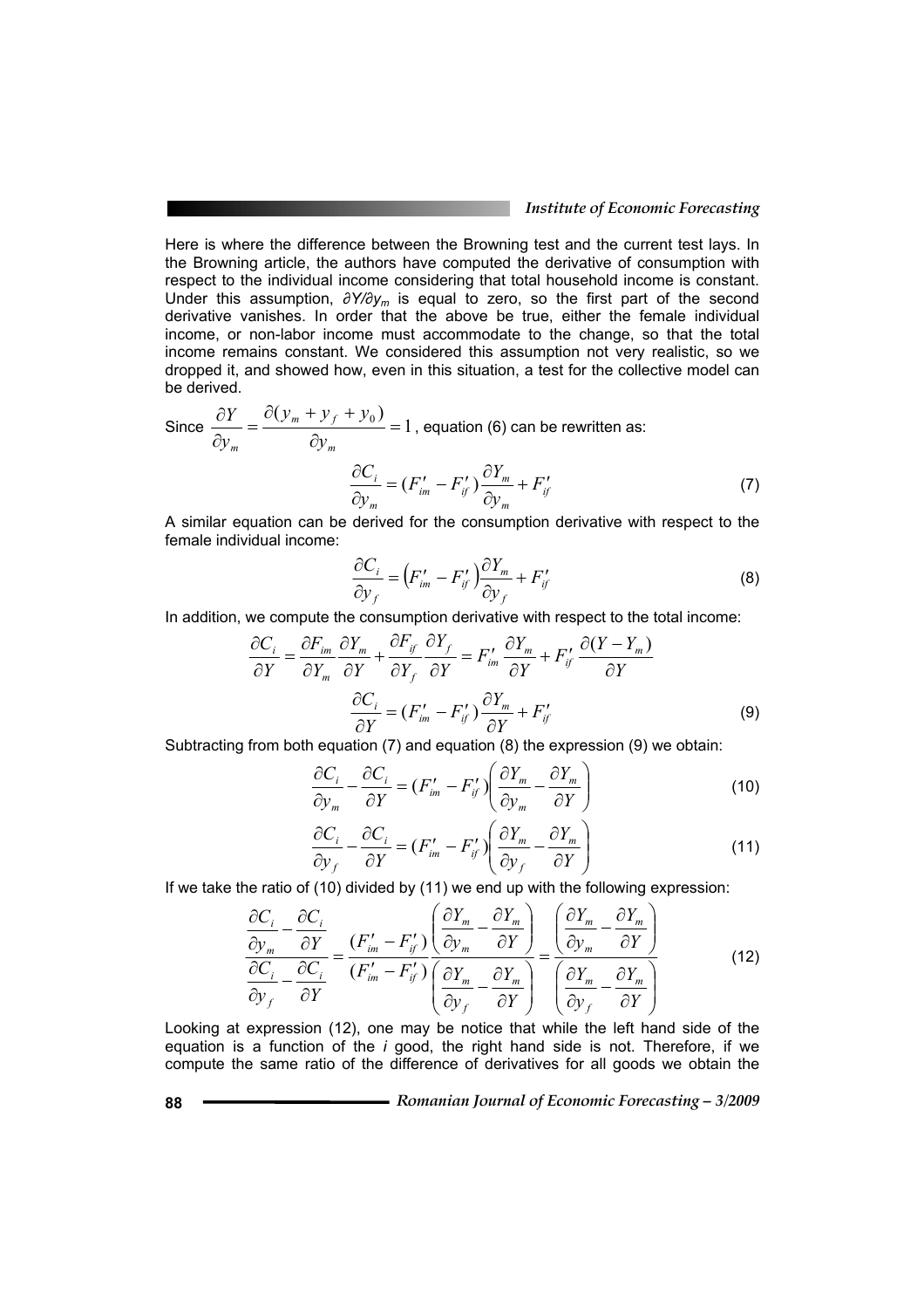Here is where the difference between the Browning test and the current test lays. In the Browning article, the authors have computed the derivative of consumption with respect to the individual income considering that total household income is constant. Under this assumption, $\partial Y/\partial y_m$ is equal to zero, so the first part of the second derivative vanishes. In order that the above be true, either the female individual income, or non-labor income must accommodate to the change, so that the total income remains constant. We considered this assumption not very realistic, so we dropped it, and showed how, even in this situation, a test for the collective model can be derived.

Since $\frac{\partial Y}{\partial y_m} = \frac{\partial (y_m + y_f + y_0)}{\partial y_m} = 1$, equation (6) can be rewritten as:

$$\frac{\partial C_i}{\partial y_m} = (F'_{im} - F'_{if})\frac{\partial Y_m}{\partial y_m} + F'_{if} \tag{7}$$

A similar equation can be derived for the consumption derivative with respect to the female individual income:

$$\frac{\partial C_i}{\partial y_f} = \left(F'_{im} - F'_{if}\right)\frac{\partial Y_m}{\partial y_f} + F'_{if} \tag{8}$$

In addition, we compute the consumption derivative with respect to the total income:

$$\frac{\partial C_i}{\partial Y} = \frac{\partial F_{im}}{\partial Y_m}\frac{\partial Y_m}{\partial Y} + \frac{\partial F_{if}}{\partial Y_f}\frac{\partial Y_f}{\partial Y} = F'_{im}\frac{\partial Y_m}{\partial Y} + F'_{if}\frac{\partial (Y - Y_m)}{\partial Y}$$

$$\frac{\partial C_i}{\partial Y} = (F'_{im} - F'_{if})\frac{\partial Y_m}{\partial Y} + F'_{if} \tag{9}$$

Subtracting from both equation (7) and equation (8) the expression (9) we obtain:

$$\frac{\partial C_i}{\partial y_m} - \frac{\partial C_i}{\partial Y} = (F'_{im} - F'_{if})\left(\frac{\partial Y_m}{\partial y_m} - \frac{\partial Y_m}{\partial Y}\right) \tag{10}$$

$$\frac{\partial C_i}{\partial y_f} - \frac{\partial C_i}{\partial Y} = (F'_{im} - F'_{if})\left(\frac{\partial Y_m}{\partial y_f} - \frac{\partial Y_m}{\partial Y}\right) \tag{11}$$

If we take the ratio of (10) divided by (11) we end up with the following expression:

$$\frac{\dfrac{\partial C_i}{\partial y_m} - \dfrac{\partial C_i}{\partial Y}}{\dfrac{\partial C_i}{\partial y_f} - \dfrac{\partial C_i}{\partial Y}} = \frac{(F'_{im} - F'_{if})}{(F'_{im} - F'_{if})}\frac{\left(\dfrac{\partial Y_m}{\partial y_m} - \dfrac{\partial Y_m}{\partial Y}\right)}{\left(\dfrac{\partial Y_m}{\partial y_f} - \dfrac{\partial Y_m}{\partial Y}\right)} = \frac{\left(\dfrac{\partial Y_m}{\partial y_m} - \dfrac{\partial Y_m}{\partial Y}\right)}{\left(\dfrac{\partial Y_m}{\partial y_f} - \dfrac{\partial Y_m}{\partial Y}\right)} \tag{12}$$

Looking at expression (12), one may be notice that while the left hand side of the equation is a function of the *i* good, the right hand side is not. Therefore, if we compute the same ratio of the difference of derivatives for all goods we obtain the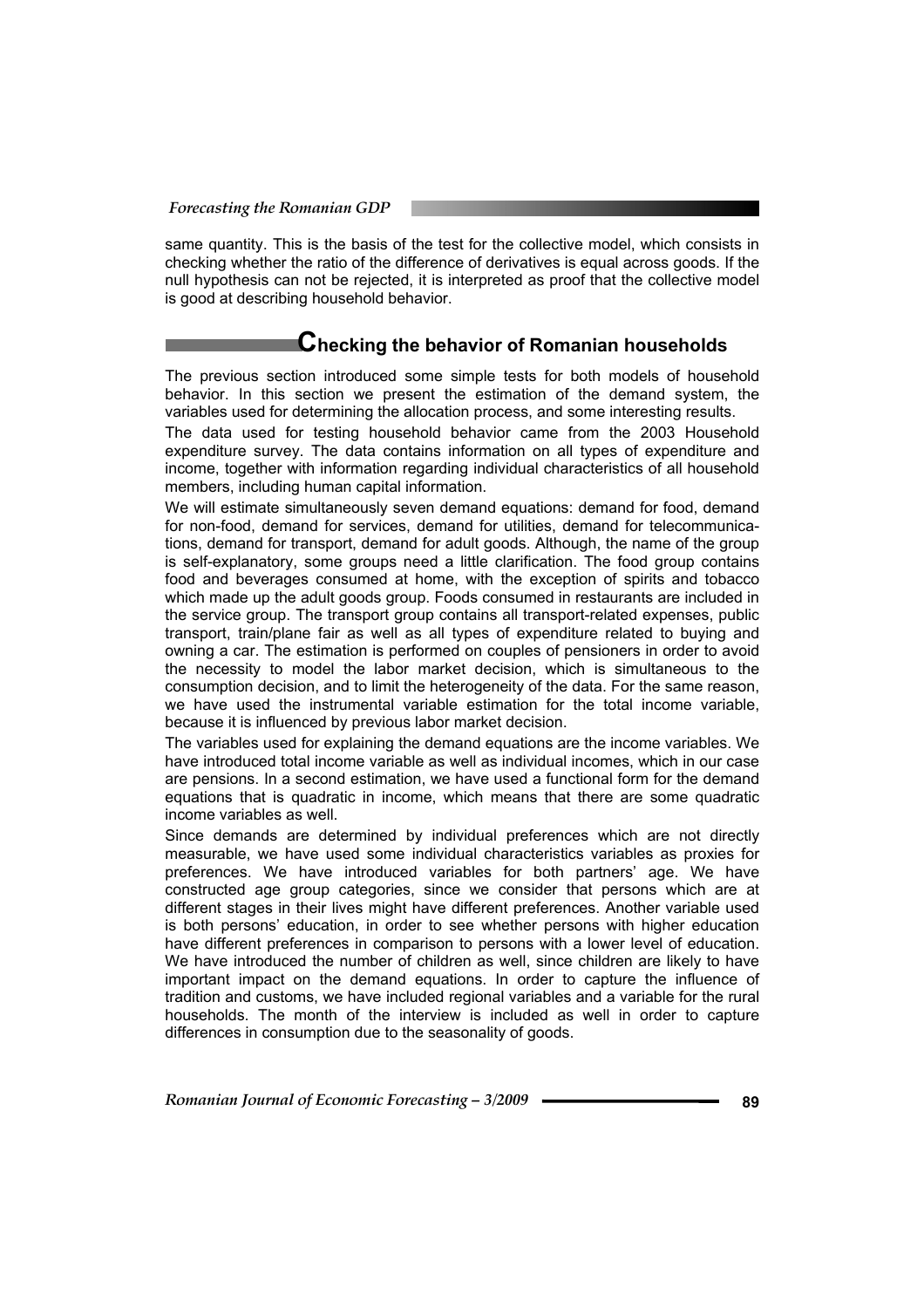same quantity. This is the basis of the test for the collective model, which consists in checking whether the ratio of the difference of derivatives is equal across goods. If the null hypothesis can not be rejected, it is interpreted as proof that the collective model is good at describing household behavior.

## Checking the behavior of Romanian households

The previous section introduced some simple tests for both models of household behavior. In this section we present the estimation of the demand system, the variables used for determining the allocation process, and some interesting results.

The data used for testing household behavior came from the 2003 Household expenditure survey. The data contains information on all types of expenditure and income, together with information regarding individual characteristics of all household members, including human capital information.

We will estimate simultaneously seven demand equations: demand for food, demand for non-food, demand for services, demand for utilities, demand for telecommunications, demand for transport, demand for adult goods. Although, the name of the group is self-explanatory, some groups need a little clarification. The food group contains food and beverages consumed at home, with the exception of spirits and tobacco which made up the adult goods group. Foods consumed in restaurants are included in the service group. The transport group contains all transport-related expenses, public transport, train/plane fair as well as all types of expenditure related to buying and owning a car. The estimation is performed on couples of pensioners in order to avoid the necessity to model the labor market decision, which is simultaneous to the consumption decision, and to limit the heterogeneity of the data. For the same reason, we have used the instrumental variable estimation for the total income variable, because it is influenced by previous labor market decision.

The variables used for explaining the demand equations are the income variables. We have introduced total income variable as well as individual incomes, which in our case are pensions. In a second estimation, we have used a functional form for the demand equations that is quadratic in income, which means that there are some quadratic income variables as well.

Since demands are determined by individual preferences which are not directly measurable, we have used some individual characteristics variables as proxies for preferences. We have introduced variables for both partners' age. We have constructed age group categories, since we consider that persons which are at different stages in their lives might have different preferences. Another variable used is both persons' education, in order to see whether persons with higher education have different preferences in comparison to persons with a lower level of education. We have introduced the number of children as well, since children are likely to have important impact on the demand equations. In order to capture the influence of tradition and customs, we have included regional variables and a variable for the rural households. The month of the interview is included as well in order to capture differences in consumption due to the seasonality of goods.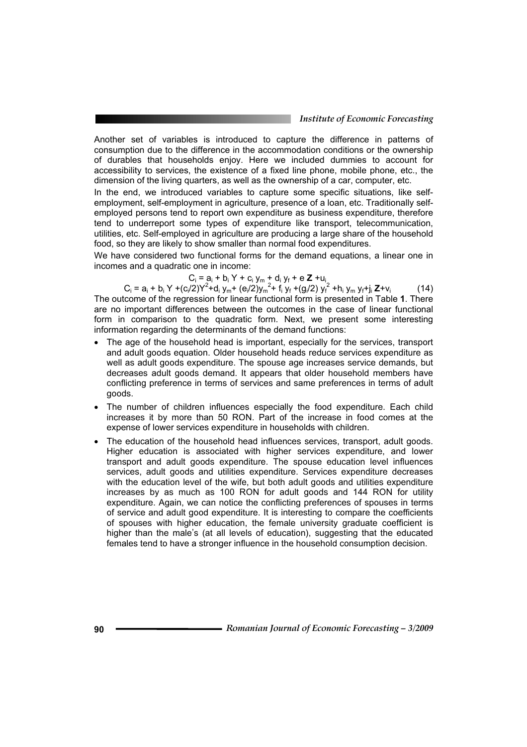Another set of variables is introduced to capture the difference in patterns of consumption due to the difference in the accommodation conditions or the ownership of durables that households enjoy. Here we included dummies to account for accessibility to services, the existence of a fixed line phone, mobile phone, etc., the dimension of the living quarters, as well as the ownership of a car, computer, etc.

In the end, we introduced variables to capture some specific situations, like self-employment, self-employment in agriculture, presence of a loan, etc. Traditionally self-employed persons tend to report own expenditure as business expenditure, therefore tend to underreport some types of expenditure like transport, telecommunication, utilities, etc. Self-employed in agriculture are producing a large share of the household food, so they are likely to show smaller than normal food expenditures.

We have considered two functional forms for the demand equations, a linear one in incomes and a quadratic one in income:

$$C_i = a_i + b_i Y + c_i y_m + d_i y_f + e \mathbf{Z} + u_i$$

$$C_i = a_i + b_i Y + (c_i/2)Y^2 + d_i y_m + (e_i/2)y_m^2 + f_i y_f + (g_i/2) y_f^2 + h_i y_m y_f + j_i \mathbf{Z} + v_i \qquad (14)$$

The outcome of the regression for linear functional form is presented in Table **1**. There are no important differences between the outcomes in the case of linear functional form in comparison to the quadratic form. Next, we present some interesting information regarding the determinants of the demand functions:

- The age of the household head is important, especially for the services, transport and adult goods equation. Older household heads reduce services expenditure as well as adult goods expenditure. The spouse age increases service demands, but decreases adult goods demand. It appears that older household members have conflicting preference in terms of services and same preferences in terms of adult goods.
- The number of children influences especially the food expenditure. Each child increases it by more than 50 RON. Part of the increase in food comes at the expense of lower services expenditure in households with children.
- The education of the household head influences services, transport, adult goods. Higher education is associated with higher services expenditure, and lower transport and adult goods expenditure. The spouse education level influences services, adult goods and utilities expenditure. Services expenditure decreases with the education level of the wife, but both adult goods and utilities expenditure increases by as much as 100 RON for adult goods and 144 RON for utility expenditure. Again, we can notice the conflicting preferences of spouses in terms of service and adult good expenditure. It is interesting to compare the coefficients of spouses with higher education, the female university graduate coefficient is higher than the male's (at all levels of education), suggesting that the educated females tend to have a stronger influence in the household consumption decision.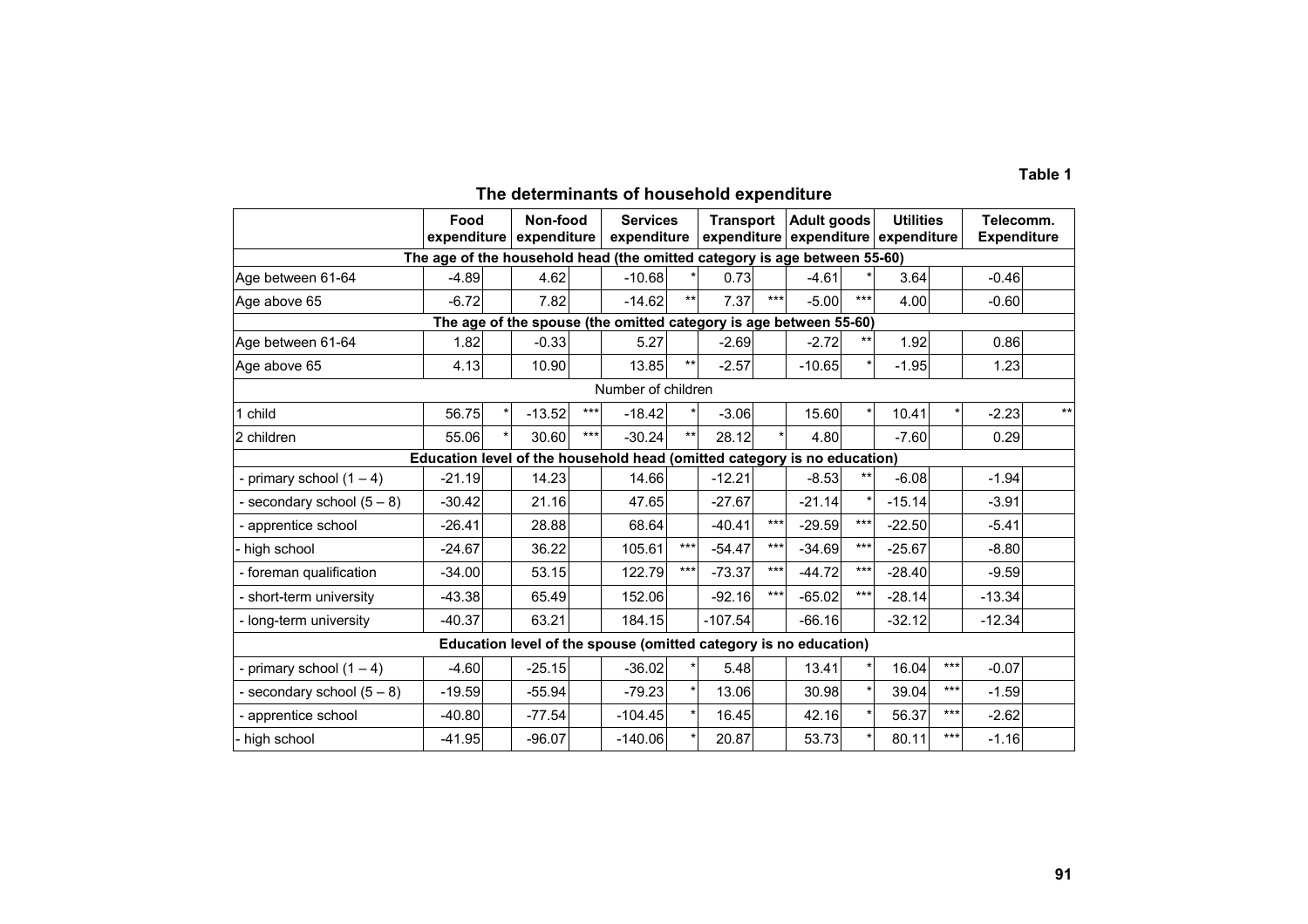**Table 1**

## The determinants of household expenditure

| | Food expenditure | | Non-food expenditure | | Services expenditure | | Transport expenditure | | Adult goods expenditure | | Utilities expenditure | | Telecomm. Expenditure | |
|---|---|---|---|---|---|---|---|---|---|---|---|---|---|---|
| **The age of the household head (the omitted category is age between 55-60)** | | | | | | | | | | | | | | |
| Age between 61-64 | -4.89 | | 4.62 | | -10.68 | * | 0.73 | | -4.61 | * | 3.64 | | -0.46 | |
| Age above 65 | -6.72 | | 7.82 | | -14.62 | ** | 7.37 | *** | -5.00 | *** | 4.00 | | -0.60 | |
| **The age of the spouse (the omitted category is age between 55-60)** | | | | | | | | | | | | | | |
| Age between 61-64 | 1.82 | | -0.33 | | 5.27 | | -2.69 | | -2.72 | ** | 1.92 | | 0.86 | |
| Age above 65 | 4.13 | | 10.90 | | 13.85 | ** | -2.57 | | -10.65 | * | -1.95 | | 1.23 | |
| Number of children | | | | | | | | | | | | | | |
| 1 child | 56.75 | * | -13.52 | *** | -18.42 | * | -3.06 | | 15.60 | * | 10.41 | * | -2.23 | ** |
| 2 children | 55.06 | * | 30.60 | *** | -30.24 | ** | 28.12 | * | 4.80 | | -7.60 | | 0.29 | |
| **Education level of the household head (omitted category is no education)** | | | | | | | | | | | | | | |
| - primary school (1 – 4) | -21.19 | | 14.23 | | 14.66 | | -12.21 | | -8.53 | ** | -6.08 | | -1.94 | |
| - secondary school (5 – 8) | -30.42 | | 21.16 | | 47.65 | | -27.67 | | -21.14 | * | -15.14 | | -3.91 | |
| - apprentice school | -26.41 | | 28.88 | | 68.64 | | -40.41 | *** | -29.59 | *** | -22.50 | | -5.41 | |
| - high school | -24.67 | | 36.22 | | 105.61 | *** | -54.47 | *** | -34.69 | *** | -25.67 | | -8.80 | |
| - foreman qualification | -34.00 | | 53.15 | | 122.79 | *** | -73.37 | *** | -44.72 | *** | -28.40 | | -9.59 | |
| - short-term university | -43.38 | | 65.49 | | 152.06 | | -92.16 | *** | -65.02 | *** | -28.14 | | -13.34 | |
| - long-term university | -40.37 | | 63.21 | | 184.15 | | -107.54 | | -66.16 | | -32.12 | | -12.34 | |
| **Education level of the spouse (omitted category is no education)** | | | | | | | | | | | | | | |
| - primary school (1 – 4) | -4.60 | | -25.15 | | -36.02 | * | 5.48 | | 13.41 | * | 16.04 | *** | -0.07 | |
| - secondary school (5 – 8) | -19.59 | | -55.94 | | -79.23 | * | 13.06 | | 30.98 | * | 39.04 | *** | -1.59 | |
| - apprentice school | -40.80 | | -77.54 | | -104.45 | * | 16.45 | | 42.16 | * | 56.37 | *** | -2.62 | |
| - high school | -41.95 | | -96.07 | | -140.06 | * | 20.87 | | 53.73 | * | 80.11 | *** | -1.16 | |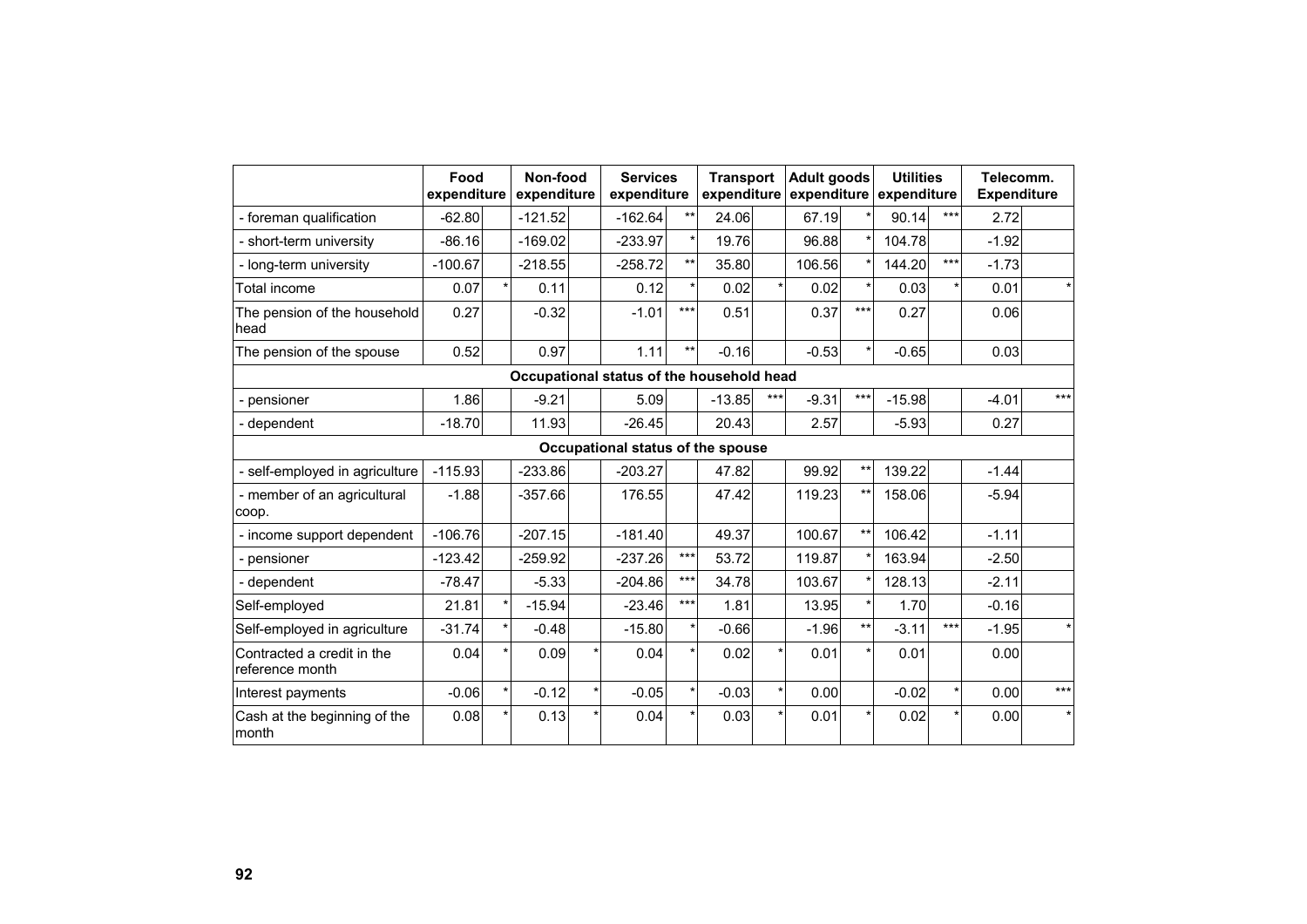| | Food expenditure | | Non-food expenditure | | Services expenditure | | Transport expenditure | | Adult goods expenditure | | Utilities expenditure | | Telecomm. Expenditure | |
|---|---|---|---|---|---|---|---|---|---|---|---|---|---|---|
| - foreman qualification | -62.80 | | -121.52 | | -162.64 | ** | 24.06 | | 67.19 | * | 90.14 | *** | 2.72 | |
| - short-term university | -86.16 | | -169.02 | | -233.97 | * | 19.76 | | 96.88 | * | 104.78 | | -1.92 | |
| - long-term university | -100.67 | | -218.55 | | -258.72 | ** | 35.80 | | 106.56 | * | 144.20 | *** | -1.73 | |
| Total income | 0.07 | * | 0.11 | | 0.12 | * | 0.02 | * | 0.02 | * | 0.03 | * | 0.01 | * |
| The pension of the household head | 0.27 | | -0.32 | | -1.01 | *** | 0.51 | | 0.37 | *** | 0.27 | | 0.06 | |
| The pension of the spouse | 0.52 | | 0.97 | | 1.11 | ** | -0.16 | | -0.53 | * | -0.65 | | 0.03 | |
| **Occupational status of the household head** | | | | | | | | | | | | | | |
| - pensioner | 1.86 | | -9.21 | | 5.09 | | -13.85 | *** | -9.31 | *** | -15.98 | | -4.01 | *** |
| - dependent | -18.70 | | 11.93 | | -26.45 | | 20.43 | | 2.57 | | -5.93 | | 0.27 | |
| **Occupational status of the spouse** | | | | | | | | | | | | | | |
| - self-employed in agriculture | -115.93 | | -233.86 | | -203.27 | | 47.82 | | 99.92 | ** | 139.22 | | -1.44 | |
| - member of an agricultural coop. | -1.88 | | -357.66 | | 176.55 | | 47.42 | | 119.23 | ** | 158.06 | | -5.94 | |
| - income support dependent | -106.76 | | -207.15 | | -181.40 | | 49.37 | | 100.67 | ** | 106.42 | | -1.11 | |
| - pensioner | -123.42 | | -259.92 | | -237.26 | *** | 53.72 | | 119.87 | * | 163.94 | | -2.50 | |
| - dependent | -78.47 | | -5.33 | | -204.86 | *** | 34.78 | | 103.67 | * | 128.13 | | -2.11 | |
| Self-employed | 21.81 | * | -15.94 | | -23.46 | *** | 1.81 | | 13.95 | * | 1.70 | | -0.16 | |
| Self-employed in agriculture | -31.74 | * | -0.48 | | -15.80 | * | -0.66 | | -1.96 | ** | -3.11 | *** | -1.95 | * |
| Contracted a credit in the reference month | 0.04 | * | 0.09 | * | 0.04 | * | 0.02 | * | 0.01 | * | 0.01 | | 0.00 | |
| Interest payments | -0.06 | * | -0.12 | * | -0.05 | * | -0.03 | * | 0.00 | | -0.02 | * | 0.00 | *** |
| Cash at the beginning of the month | 0.08 | * | 0.13 | * | 0.04 | * | 0.03 | * | 0.01 | * | 0.02 | * | 0.00 | * |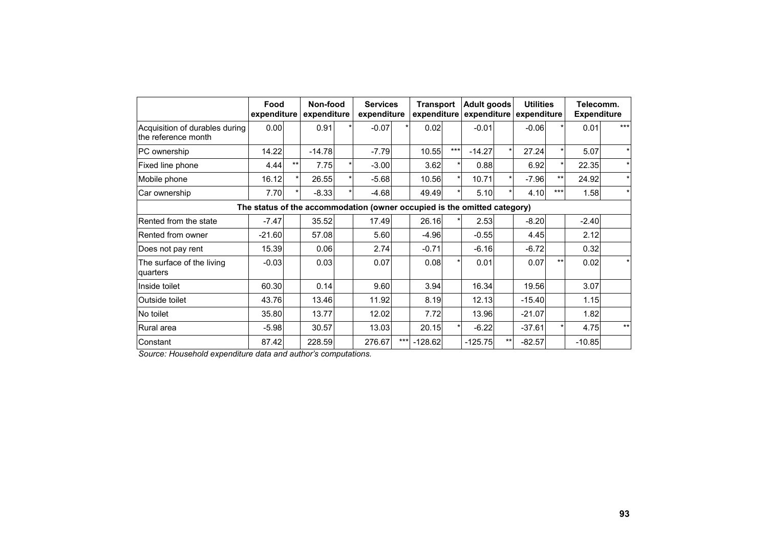| | Food expenditure | | Non-food expenditure | | Services expenditure | | Transport expenditure | | Adult goods expenditure | | Utilities expenditure | | Telecomm. Expenditure | |
|---|---|---|---|---|---|---|---|---|---|---|---|---|---|---|
| Acquisition of durables during the reference month | 0.00 | | 0.91 | * | -0.07 | * | 0.02 | | -0.01 | | -0.06 | * | 0.01 | *** |
| PC ownership | 14.22 | | -14.78 | | -7.79 | | 10.55 | *** | -14.27 | * | 27.24 | * | 5.07 | * |
| Fixed line phone | 4.44 | ** | 7.75 | * | -3.00 | | 3.62 | * | 0.88 | | 6.92 | * | 22.35 | * |
| Mobile phone | 16.12 | * | 26.55 | * | -5.68 | | 10.56 | * | 10.71 | * | -7.96 | ** | 24.92 | * |
| Car ownership | 7.70 | * | -8.33 | * | -4.68 | | 49.49 | * | 5.10 | * | 4.10 | *** | 1.58 | * |
| **The status of the accommodation (owner occupied is the omitted category)** | | | | | | | | | | | | | | |
| Rented from the state | -7.47 | | 35.52 | | 17.49 | | 26.16 | * | 2.53 | | -8.20 | | -2.40 | |
| Rented from owner | -21.60 | | 57.08 | | 5.60 | | -4.96 | | -0.55 | | 4.45 | | 2.12 | |
| Does not pay rent | 15.39 | | 0.06 | | 2.74 | | -0.71 | | -6.16 | | -6.72 | | 0.32 | |
| The surface of the living quarters | -0.03 | | 0.03 | | 0.07 | | 0.08 | * | 0.01 | | 0.07 | ** | 0.02 | * |
| Inside toilet | 60.30 | | 0.14 | | 9.60 | | 3.94 | | 16.34 | | 19.56 | | 3.07 | |
| Outside toilet | 43.76 | | 13.46 | | 11.92 | | 8.19 | | 12.13 | | -15.40 | | 1.15 | |
| No toilet | 35.80 | | 13.77 | | 12.02 | | 7.72 | | 13.96 | | -21.07 | | 1.82 | |
| Rural area | -5.98 | | 30.57 | | 13.03 | | 20.15 | * | -6.22 | | -37.61 | * | 4.75 | ** |
| Constant | 87.42 | | 228.59 | | 276.67 | *** | -128.62 | | -125.75 | ** | -82.57 | | -10.85 | |

*Source: Household expenditure data and author's computations.*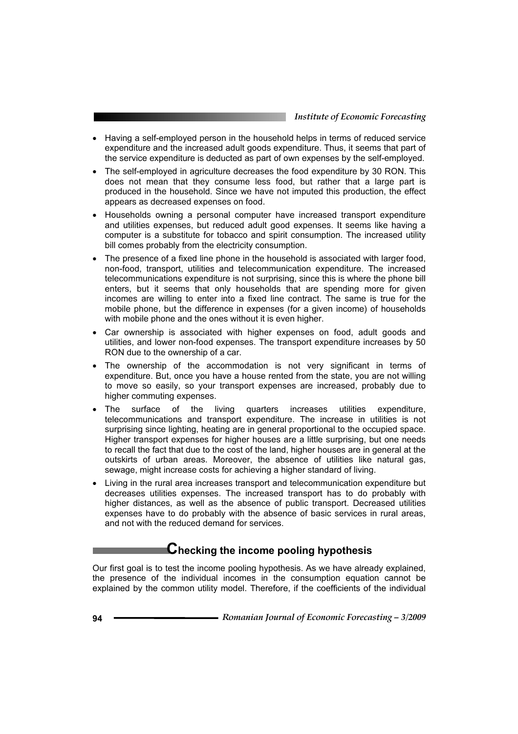- Having a self-employed person in the household helps in terms of reduced service expenditure and the increased adult goods expenditure. Thus, it seems that part of the service expenditure is deducted as part of own expenses by the self-employed.
- The self-employed in agriculture decreases the food expenditure by 30 RON. This does not mean that they consume less food, but rather that a large part is produced in the household. Since we have not imputed this production, the effect appears as decreased expenses on food.
- Households owning a personal computer have increased transport expenditure and utilities expenses, but reduced adult good expenses. It seems like having a computer is a substitute for tobacco and spirit consumption. The increased utility bill comes probably from the electricity consumption.
- The presence of a fixed line phone in the household is associated with larger food, non-food, transport, utilities and telecommunication expenditure. The increased telecommunications expenditure is not surprising, since this is where the phone bill enters, but it seems that only households that are spending more for given incomes are willing to enter into a fixed line contract. The same is true for the mobile phone, but the difference in expenses (for a given income) of households with mobile phone and the ones without it is even higher.
- Car ownership is associated with higher expenses on food, adult goods and utilities, and lower non-food expenses. The transport expenditure increases by 50 RON due to the ownership of a car.
- The ownership of the accommodation is not very significant in terms of expenditure. But, once you have a house rented from the state, you are not willing to move so easily, so your transport expenses are increased, probably due to higher commuting expenses.
- The surface of the living quarters increases utilities expenditure, telecommunications and transport expenditure. The increase in utilities is not surprising since lighting, heating are in general proportional to the occupied space. Higher transport expenses for higher houses are a little surprising, but one needs to recall the fact that due to the cost of the land, higher houses are in general at the outskirts of urban areas. Moreover, the absence of utilities like natural gas, sewage, might increase costs for achieving a higher standard of living.
- Living in the rural area increases transport and telecommunication expenditure but decreases utilities expenses. The increased transport has to do probably with higher distances, as well as the absence of public transport. Decreased utilities expenses have to do probably with the absence of basic services in rural areas, and not with the reduced demand for services.

## Checking the income pooling hypothesis

Our first goal is to test the income pooling hypothesis. As we have already explained, the presence of the individual incomes in the consumption equation cannot be explained by the common utility model. Therefore, if the coefficients of the individual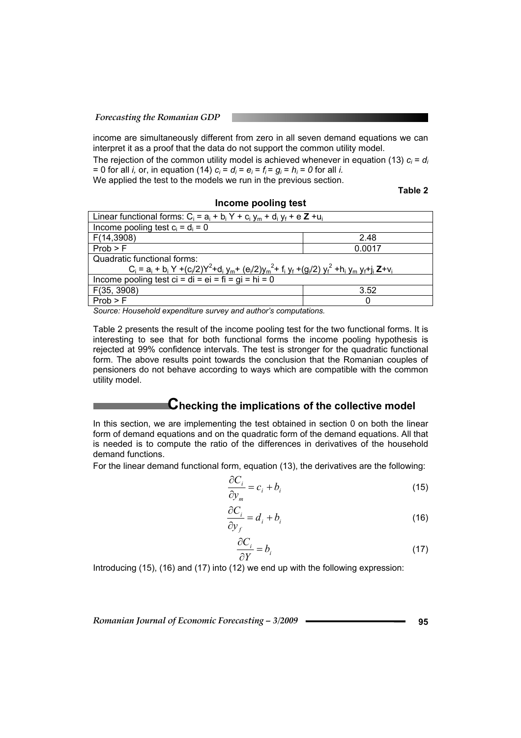income are simultaneously different from zero in all seven demand equations we can interpret it as a proof that the data do not support the common utility model.

The rejection of the common utility model is achieved whenever in equation (13) $c_i = d_i = 0$ for all *i,* or, in equation (14) $c_i = d_i = e_i = f_i = g_i = h_i = 0$ for all *i.*

We applied the test to the models we run in the previous section.

**Table 2**

**Income pooling test**

| Linear functional forms: $C_i = a_i + b_i Y + c_i y_m + d_i y_f + e \mathbf{Z} + u_i$ | |
|---|---|
| Income pooling test $c_i = d_i = 0$ | |
| F(14,3908) | 2.48 |
| Prob > F | 0.0017 |
| Quadratic functional forms: $C_i = a_i + b_i Y + (c_i/2)Y^2 + d_i y_m + (e_i/2)y_m^2 + f_i y_f + (g_i/2) y_f^2 + h_i y_m y_f + j_i \mathbf{Z} + v_i$ | |
| Income pooling test ci = di = ei = fi = gi = hi = 0 | |
| F(35, 3908) | 3.52 |
| Prob > F | 0 |

*Source: Household expenditure survey and author's computations.*

Table 2 presents the result of the income pooling test for the two functional forms. It is interesting to see that for both functional forms the income pooling hypothesis is rejected at 99% confidence intervals. The test is stronger for the quadratic functional form. The above results point towards the conclusion that the Romanian couples of pensioners do not behave according to ways which are compatible with the common utility model.

## Checking the implications of the collective model

In this section, we are implementing the test obtained in section 0 on both the linear form of demand equations and on the quadratic form of the demand equations. All that is needed is to compute the ratio of the differences in derivatives of the household demand functions.

For the linear demand functional form, equation (13), the derivatives are the following:

$$\frac{\partial C_i}{\partial y_m} = c_i + b_i \tag{15}$$

$$\frac{\partial C_i}{\partial y_f} = d_i + b_i \tag{16}$$

$$\frac{\partial C_i}{\partial Y} = b_i \tag{17}$$

Introducing (15), (16) and (17) into (12) we end up with the following expression: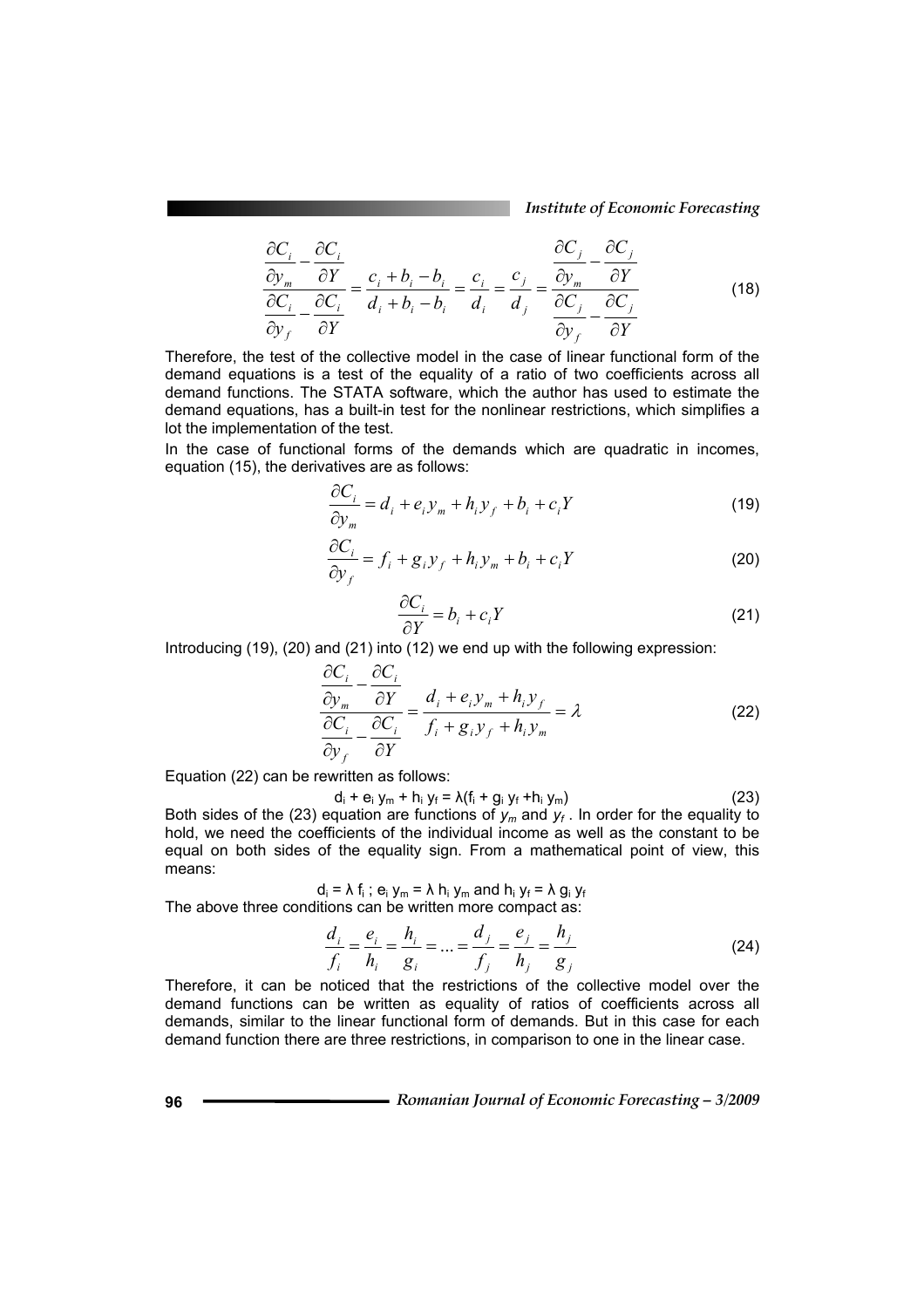$$\frac{\dfrac{\partial C_i}{\partial y_m}-\dfrac{\partial C_i}{\partial Y}}{\dfrac{\partial C_i}{\partial y_f}-\dfrac{\partial C_i}{\partial Y}}=\frac{c_i+b_i-b_i}{d_i+b_i-b_i}=\frac{c_i}{d_i}=\frac{c_j}{d_j}=\frac{\dfrac{\partial C_j}{\partial y_m}-\dfrac{\partial C_j}{\partial Y}}{\dfrac{\partial C_j}{\partial y_f}-\dfrac{\partial C_j}{\partial Y}} \tag{18}$$

Therefore, the test of the collective model in the case of linear functional form of the demand equations is a test of the equality of a ratio of two coefficients across all demand functions. The STATA software, which the author has used to estimate the demand equations, has a built-in test for the nonlinear restrictions, which simplifies a lot the implementation of the test.

In the case of functional forms of the demands which are quadratic in incomes, equation (15), the derivatives are as follows:

$$\frac{\partial C_i}{\partial y_m}=d_i+e_i y_m+h_i y_f+b_i+c_i Y \tag{19}$$

$$\frac{\partial C_i}{\partial y_f}=f_i+g_i y_f+h_i y_m+b_i+c_i Y \tag{20}$$

$$\frac{\partial C_i}{\partial Y}=b_i+c_i Y \tag{21}$$

Introducing (19), (20) and (21) into (12) we end up with the following expression:

$$\frac{\dfrac{\partial C_i}{\partial y_m}-\dfrac{\partial C_i}{\partial Y}}{\dfrac{\partial C_i}{\partial y_f}-\dfrac{\partial C_i}{\partial Y}}=\frac{d_i+e_i y_m+h_i y_f}{f_i+g_i y_f+h_i y_m}=\lambda \tag{22}$$

Equation (22) can be rewritten as follows:

$$d_i + e_i y_m + h_i y_f = \lambda(f_i + g_i y_f + h_i y_m) \tag{23}$$

Both sides of the (23) equation are functions of $y_m$ and $y_f$. In order for the equality to hold, we need the coefficients of the individual income as well as the constant to be equal on both sides of the equality sign. From a mathematical point of view, this means:

$$d_i = \lambda f_i \text{ ; } e_i y_m = \lambda h_i y_m \text{ and } h_i y_f = \lambda g_i y_f$$

The above three conditions can be written more compact as:

$$\frac{d_i}{f_i}=\frac{e_i}{h_i}=\frac{h_i}{g_i}=\ldots=\frac{d_j}{f_j}=\frac{e_j}{h_j}=\frac{h_j}{g_j} \tag{24}$$

Therefore, it can be noticed that the restrictions of the collective model over the demand functions can be written as equality of ratios of coefficients across all demands, similar to the linear functional form of demands. But in this case for each demand function there are three restrictions, in comparison to one in the linear case.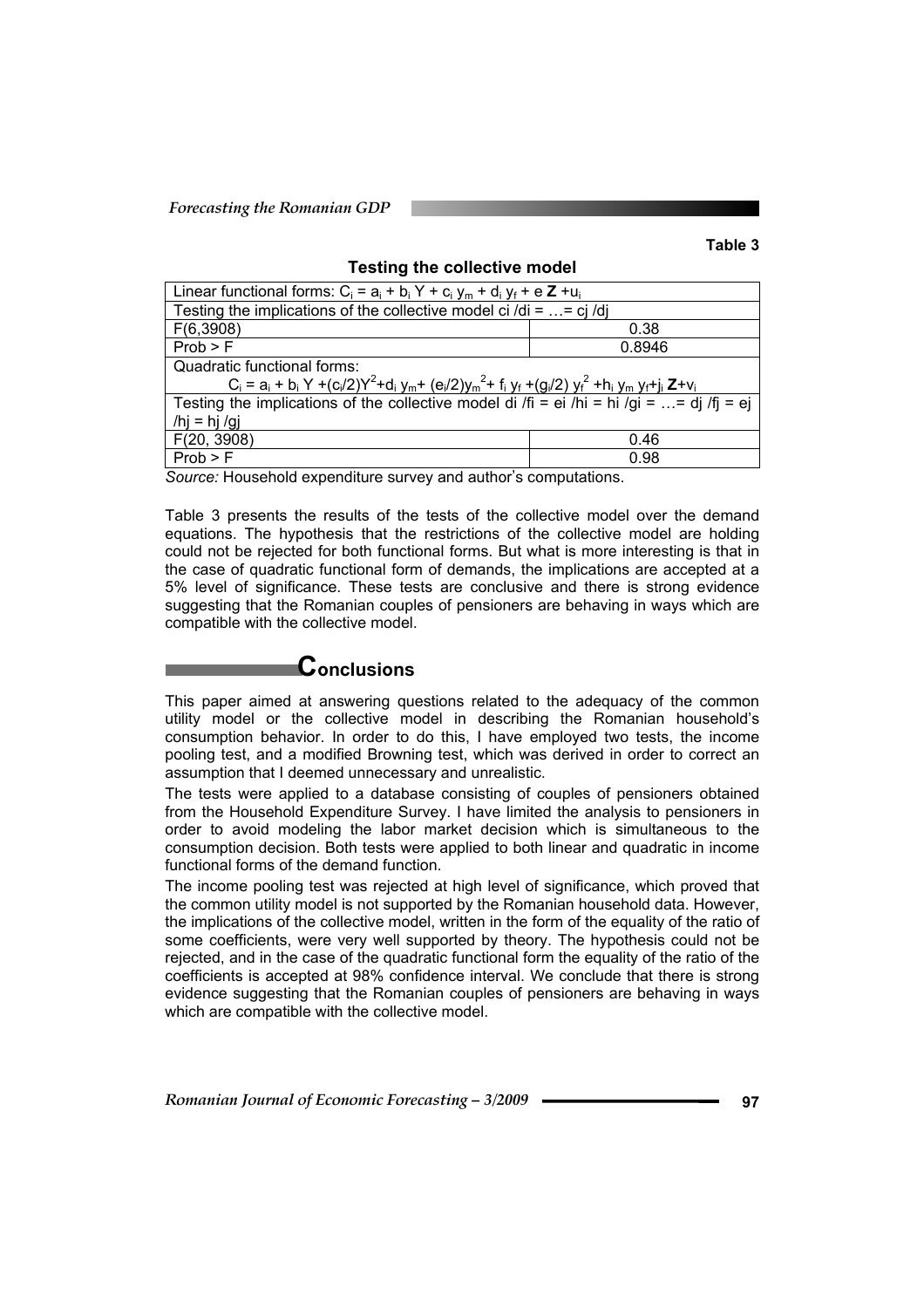**Table 3**

**Testing the collective model**

| Linear functional forms: $C_i = a_i + b_i Y + c_i y_m + d_i y_f + e \mathbf{Z} + u_i$ | |
|---|---|
| Testing the implications of the collective model ci /di = …= cj /dj | |
| F(6,3908) | 0.38 |
| Prob > F | 0.8946 |
| Quadratic functional forms: $C_i = a_i + b_i Y + (c_i/2)Y^2 + d_i y_m + (e_i/2)y_m^2 + f_i y_f + (g_i/2) y_f^2 + h_i y_m y_f + j_i \mathbf{Z} + v_i$ | |
| Testing the implications of the collective model di /fi = ei /hi = hi /gi = …= dj /fj = ej /hj = hj /gj | |
| F(20, 3908) | 0.46 |
| Prob > F | 0.98 |

*Source:* Household expenditure survey and author's computations.

Table 3 presents the results of the tests of the collective model over the demand equations. The hypothesis that the restrictions of the collective model are holding could not be rejected for both functional forms. But what is more interesting is that in the case of quadratic functional form of demands, the implications are accepted at a 5% level of significance. These tests are conclusive and there is strong evidence suggesting that the Romanian couples of pensioners are behaving in ways which are compatible with the collective model.

## Conclusions

This paper aimed at answering questions related to the adequacy of the common utility model or the collective model in describing the Romanian household's consumption behavior. In order to do this, I have employed two tests, the income pooling test, and a modified Browning test, which was derived in order to correct an assumption that I deemed unnecessary and unrealistic.

The tests were applied to a database consisting of couples of pensioners obtained from the Household Expenditure Survey. I have limited the analysis to pensioners in order to avoid modeling the labor market decision which is simultaneous to the consumption decision. Both tests were applied to both linear and quadratic in income functional forms of the demand function.

The income pooling test was rejected at high level of significance, which proved that the common utility model is not supported by the Romanian household data. However, the implications of the collective model, written in the form of the equality of the ratio of some coefficients, were very well supported by theory. The hypothesis could not be rejected, and in the case of the quadratic functional form the equality of the ratio of the coefficients is accepted at 98% confidence interval. We conclude that there is strong evidence suggesting that the Romanian couples of pensioners are behaving in ways which are compatible with the collective model.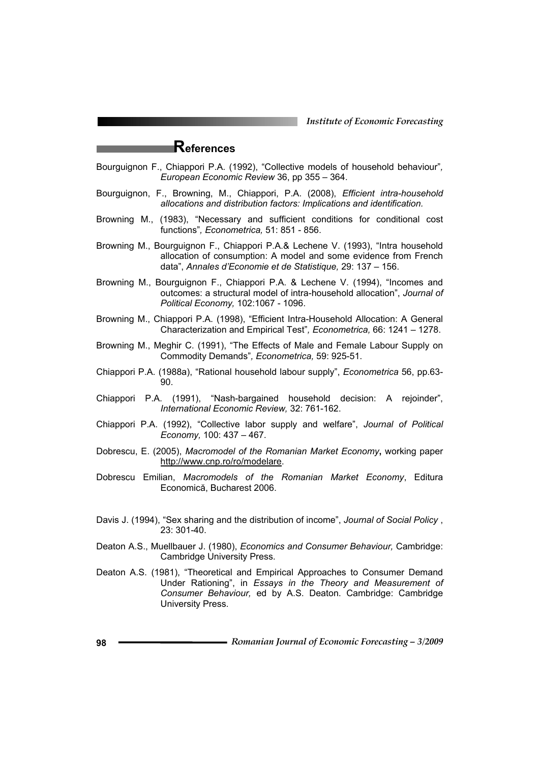## References

Bourguignon F., Chiappori P.A. (1992), "Collective models of household behaviour", *European Economic Review* 36, pp 355 – 364.

Bourguignon, F., Browning, M., Chiappori, P.A. (2008), *Efficient intra-household allocations and distribution factors: Implications and identification.*

Browning M., (1983), "Necessary and sufficient conditions for conditional cost functions", *Econometrica,* 51: 851 - 856.

Browning M., Bourguignon F., Chiappori P.A.& Lechene V. (1993), "Intra household allocation of consumption: A model and some evidence from French data", *Annales d'Economie et de Statistique,* 29: 137 – 156.

Browning M., Bourguignon F., Chiappori P.A. & Lechene V. (1994), "Incomes and outcomes: a structural model of intra-household allocation", *Journal of Political Economy,* 102:1067 - 1096.

Browning M., Chiappori P.A. (1998), "Efficient Intra-Household Allocation: A General Characterization and Empirical Test", *Econometrica,* 66: 1241 – 1278.

Browning M., Meghir C. (1991), "The Effects of Male and Female Labour Supply on Commodity Demands", *Econometrica,* 59: 925-51.

Chiappori P.A. (1988a), "Rational household labour supply", *Econometrica* 56, pp.63-90.

Chiappori P.A. (1991), "Nash-bargained household decision: A rejoinder", *International Economic Review,* 32: 761-162.

Chiappori P.A. (1992), "Collective labor supply and welfare", *Journal of Political Economy,* 100: 437 – 467.

Dobrescu, E. (2005), *Macromodel of the Romanian Market Economy*, working paper http://www.cnp.ro/ro/modelare.

Dobrescu Emilian, *Macromodels of the Romanian Market Economy*, Editura Economică, Bucharest 2006.

Davis J. (1994), "Sex sharing and the distribution of income", *Journal of Social Policy* , 23: 301-40.

Deaton A.S., Muellbauer J. (1980), *Economics and Consumer Behaviour,* Cambridge: Cambridge University Press.

Deaton A.S. (1981), "Theoretical and Empirical Approaches to Consumer Demand Under Rationing", in *Essays in the Theory and Measurement of Consumer Behaviour,* ed by A.S. Deaton. Cambridge: Cambridge University Press.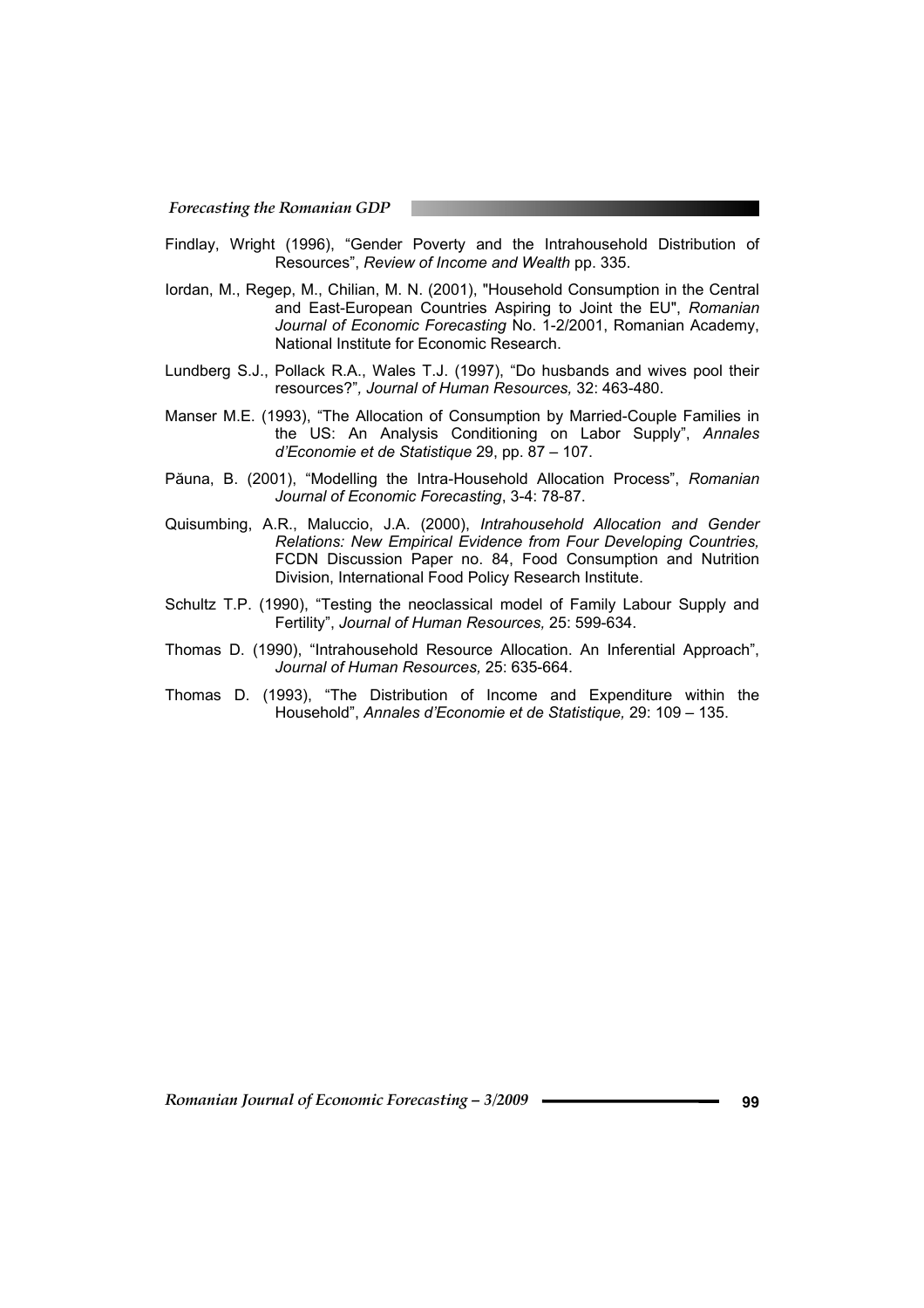Findlay, Wright (1996), “Gender Poverty and the Intrahousehold Distribution of Resources”, *Review of Income and Wealth* pp. 335.

Iordan, M., Regep, M., Chilian, M. N. (2001), "Household Consumption in the Central and East-European Countries Aspiring to Joint the EU", *Romanian Journal of Economic Forecasting* No. 1-2/2001, Romanian Academy, National Institute for Economic Research.

Lundberg S.J., Pollack R.A., Wales T.J. (1997), “Do husbands and wives pool their resources?”*, Journal of Human Resources,* 32: 463-480.

Manser M.E. (1993), “The Allocation of Consumption by Married-Couple Families in the US: An Analysis Conditioning on Labor Supply”, *Annales d’Economie et de Statistique* 29, pp. 87 – 107.

Păuna, B. (2001), “Modelling the Intra-Household Allocation Process”, *Romanian Journal of Economic Forecasting*, 3-4: 78-87.

Quisumbing, A.R., Maluccio, J.A. (2000), *Intrahousehold Allocation and Gender Relations: New Empirical Evidence from Four Developing Countries,* FCDN Discussion Paper no. 84, Food Consumption and Nutrition Division, International Food Policy Research Institute.

Schultz T.P. (1990), “Testing the neoclassical model of Family Labour Supply and Fertility”, *Journal of Human Resources,* 25: 599-634.

Thomas D. (1990), “Intrahousehold Resource Allocation. An Inferential Approach”, *Journal of Human Resources,* 25: 635-664.

Thomas D. (1993), “The Distribution of Income and Expenditure within the Household”, *Annales d’Economie et de Statistique,* 29: 109 – 135.